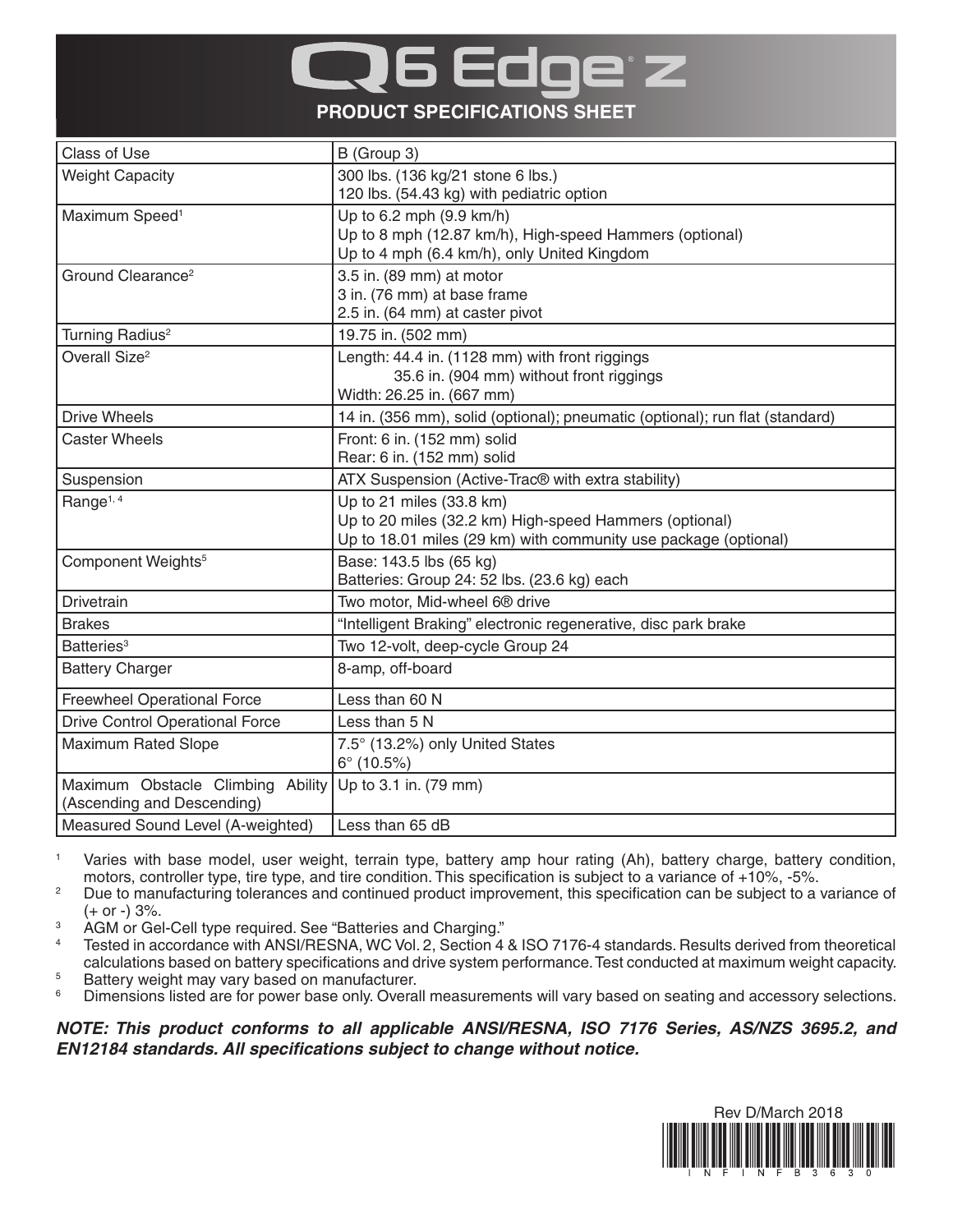# Q6 Edge® Z

## PRODUCT SPECIFICATIONS SHEET

| Class of Use | B (Group 3) |
|---|---|
| Weight Capacity | 300 lbs. (136 kg/21 stone 6 lbs.)<br>120 lbs. (54.43 kg) with pediatric option |
| Maximum Speed[1] | Up to 6.2 mph (9.9 km/h)<br>Up to 8 mph (12.87 km/h), High-speed Hammers (optional)<br>Up to 4 mph (6.4 km/h), only United Kingdom |
| Ground Clearance[2] | 3.5 in. (89 mm) at motor<br>3 in. (76 mm) at base frame<br>2.5 in. (64 mm) at caster pivot |
| Turning Radius[2] | 19.75 in. (502 mm) |
| Overall Size[2] | Length: 44.4 in. (1128 mm) with front riggings<br>35.6 in. (904 mm) without front riggings<br>Width: 26.25 in. (667 mm) |
| Drive Wheels | 14 in. (356 mm), solid (optional); pneumatic (optional); run flat (standard) |
| Caster Wheels | Front: 6 in. (152 mm) solid<br>Rear: 6 in. (152 mm) solid |
| Suspension | ATX Suspension (Active-Trac® with extra stability) |
| Range[1, 4] | Up to 21 miles (33.8 km)<br>Up to 20 miles (32.2 km) High-speed Hammers (optional)<br>Up to 18.01 miles (29 km) with community use package (optional) |
| Component Weights[5] | Base: 143.5 lbs (65 kg)<br>Batteries: Group 24: 52 lbs. (23.6 kg) each |
| Drivetrain | Two motor, Mid-wheel 6® drive |
| Brakes | "Intelligent Braking" electronic regenerative, disc park brake |
| Batteries[3] | Two 12-volt, deep-cycle Group 24 |
| Battery Charger | 8-amp, off-board |
| Freewheel Operational Force | Less than 60 N |
| Drive Control Operational Force | Less than 5 N |
| Maximum Rated Slope | 7.5° (13.2%) only United States<br>6° (10.5%) |
| Maximum Obstacle Climbing Ability (Ascending and Descending) | Up to 3.1 in. (79 mm) |
| Measured Sound Level (A-weighted) | Less than 65 dB |

[1] Varies with base model, user weight, terrain type, battery amp hour rating (Ah), battery charge, battery condition, motors, controller type, tire type, and tire condition. This specification is subject to a variance of +10%, -5%.

[2] Due to manufacturing tolerances and continued product improvement, this specification can be subject to a variance of (+ or -) 3%.

[3] AGM or Gel-Cell type required. See "Batteries and Charging."

[4] Tested in accordance with ANSI/RESNA, WC Vol. 2, Section 4 & ISO 7176-4 standards. Results derived from theoretical calculations based on battery specifications and drive system performance. Test conducted at maximum weight capacity.

[5] Battery weight may vary based on manufacturer.

[6] Dimensions listed are for power base only. Overall measurements will vary based on seating and accessory selections.

***NOTE: This product conforms to all applicable ANSI/RESNA, ISO 7176 Series, AS/NZS 3695.2, and EN12184 standards. All specifications subject to change without notice.***

Rev D/March 2018

INFINFB3630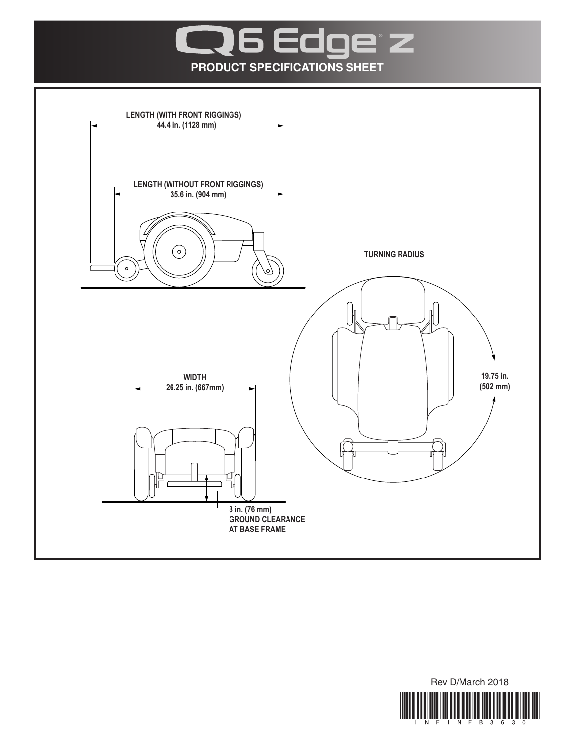# Q6 Edge® Z

## PRODUCT SPECIFICATIONS SHEET

LENGTH (WITH FRONT RIGGINGS)
44.4 in. (1128 mm)

LENGTH (WITHOUT FRONT RIGGINGS)
35.6 in. (904 mm)

TURNING RADIUS

19.75 in.
(502 mm)

WIDTH
26.25 in. (667mm)

3 in. (76 mm)
GROUND CLEARANCE
AT BASE FRAME

Rev D/March 2018

INFINFB3630